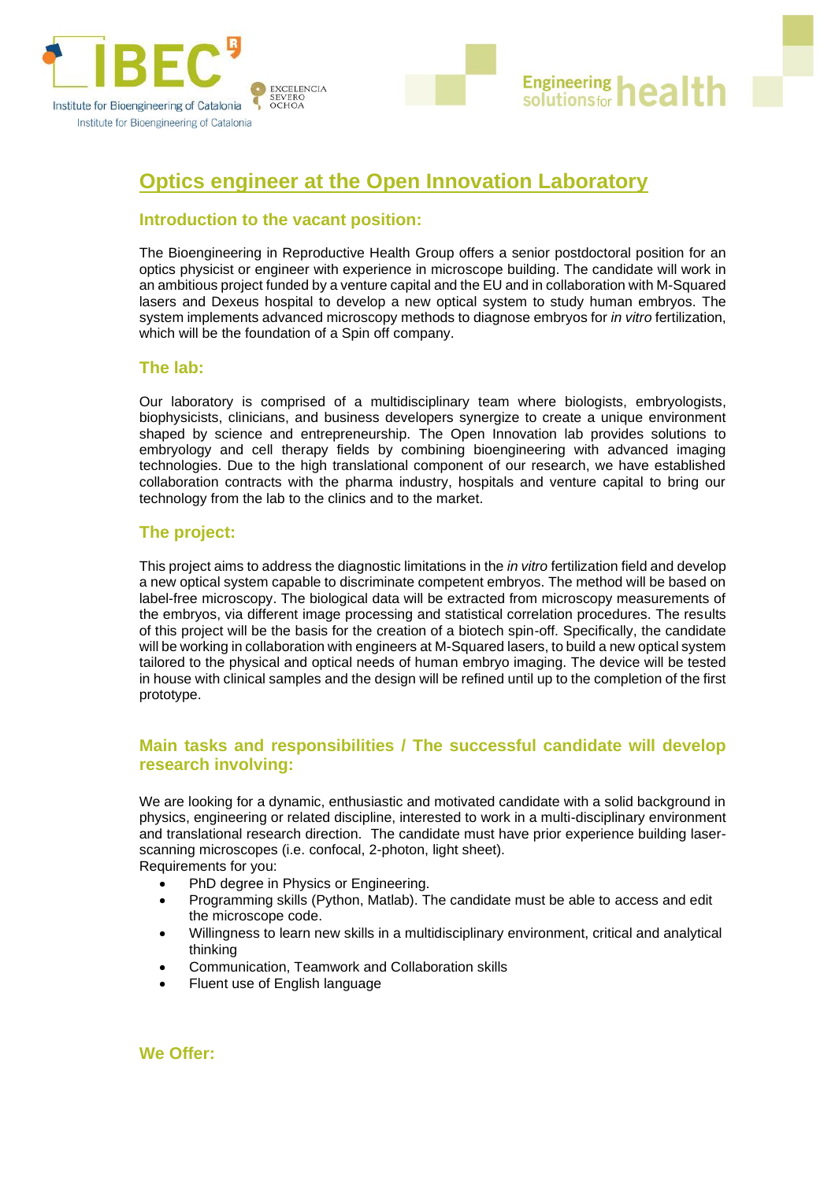# Optics engineer at the Open Innovation Laboratory

## Introduction to the vacant position:

The Bioengineering in Reproductive Health Group offers a senior postdoctoral position for an optics physicist or engineer with experience in microscope building. The candidate will work in an ambitious project funded by a venture capital and the EU and in collaboration with M-Squared lasers and Dexeus hospital to develop a new optical system to study human embryos. The system implements advanced microscopy methods to diagnose embryos for *in vitro* fertilization, which will be the foundation of a Spin off company.

## The lab:

Our laboratory is comprised of a multidisciplinary team where biologists, embryologists, biophysicists, clinicians, and business developers synergize to create a unique environment shaped by science and entrepreneurship. The Open Innovation lab provides solutions to embryology and cell therapy fields by combining bioengineering with advanced imaging technologies. Due to the high translational component of our research, we have established collaboration contracts with the pharma industry, hospitals and venture capital to bring our technology from the lab to the clinics and to the market.

## The project:

This project aims to address the diagnostic limitations in the *in vitro* fertilization field and develop a new optical system capable to discriminate competent embryos. The method will be based on label-free microscopy. The biological data will be extracted from microscopy measurements of the embryos, via different image processing and statistical correlation procedures. The results of this project will be the basis for the creation of a biotech spin-off. Specifically, the candidate will be working in collaboration with engineers at M-Squared lasers, to build a new optical system tailored to the physical and optical needs of human embryo imaging. The device will be tested in house with clinical samples and the design will be refined until up to the completion of the first prototype.

## Main tasks and responsibilities / The successful candidate will develop research involving:

We are looking for a dynamic, enthusiastic and motivated candidate with a solid background in physics, engineering or related discipline, interested to work in a multi-disciplinary environment and translational research direction. The candidate must have prior experience building laser-scanning microscopes (i.e. confocal, 2-photon, light sheet).

Requirements for you:

- PhD degree in Physics or Engineering.
- Programming skills (Python, Matlab). The candidate must be able to access and edit the microscope code.
- Willingness to learn new skills in a multidisciplinary environment, critical and analytical thinking
- Communication, Teamwork and Collaboration skills
- Fluent use of English language

## We Offer: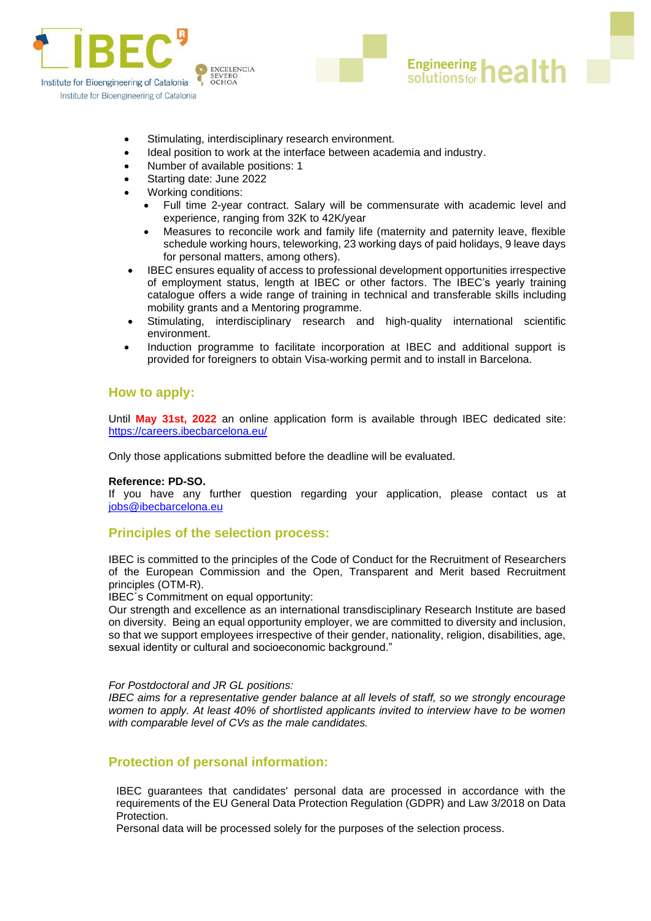- Stimulating, interdisciplinary research environment.
- Ideal position to work at the interface between academia and industry.
- Number of available positions: 1
- Starting date: June 2022
- Working conditions:
  - Full time 2-year contract. Salary will be commensurate with academic level and experience, ranging from 32K to 42K/year
  - Measures to reconcile work and family life (maternity and paternity leave, flexible schedule working hours, teleworking, 23 working days of paid holidays, 9 leave days for personal matters, among others).
- IBEC ensures equality of access to professional development opportunities irrespective of employment status, length at IBEC or other factors. The IBEC's yearly training catalogue offers a wide range of training in technical and transferable skills including mobility grants and a Mentoring programme.
- Stimulating, interdisciplinary research and high-quality international scientific environment.
- Induction programme to facilitate incorporation at IBEC and additional support is provided for foreigners to obtain Visa-working permit and to install in Barcelona.

## How to apply:

Until **May 31st, 2022** an online application form is available through IBEC dedicated site: https://careers.ibecbarcelona.eu/

Only those applications submitted before the deadline will be evaluated.

**Reference: PD-SO.**
If you have any further question regarding your application, please contact us at jobs@ibecbarcelona.eu

## Principles of the selection process:

IBEC is committed to the principles of the Code of Conduct for the Recruitment of Researchers of the European Commission and the Open, Transparent and Merit based Recruitment principles (OTM-R).
IBEC´s Commitment on equal opportunity:
Our strength and excellence as an international transdisciplinary Research Institute are based on diversity. Being an equal opportunity employer, we are committed to diversity and inclusion, so that we support employees irrespective of their gender, nationality, religion, disabilities, age, sexual identity or cultural and socioeconomic background."

*For Postdoctoral and JR GL positions:*
*IBEC aims for a representative gender balance at all levels of staff, so we strongly encourage women to apply. At least 40% of shortlisted applicants invited to interview have to be women with comparable level of CVs as the male candidates.*

## Protection of personal information:

IBEC guarantees that candidates' personal data are processed in accordance with the requirements of the EU General Data Protection Regulation (GDPR) and Law 3/2018 on Data Protection.
Personal data will be processed solely for the purposes of the selection process.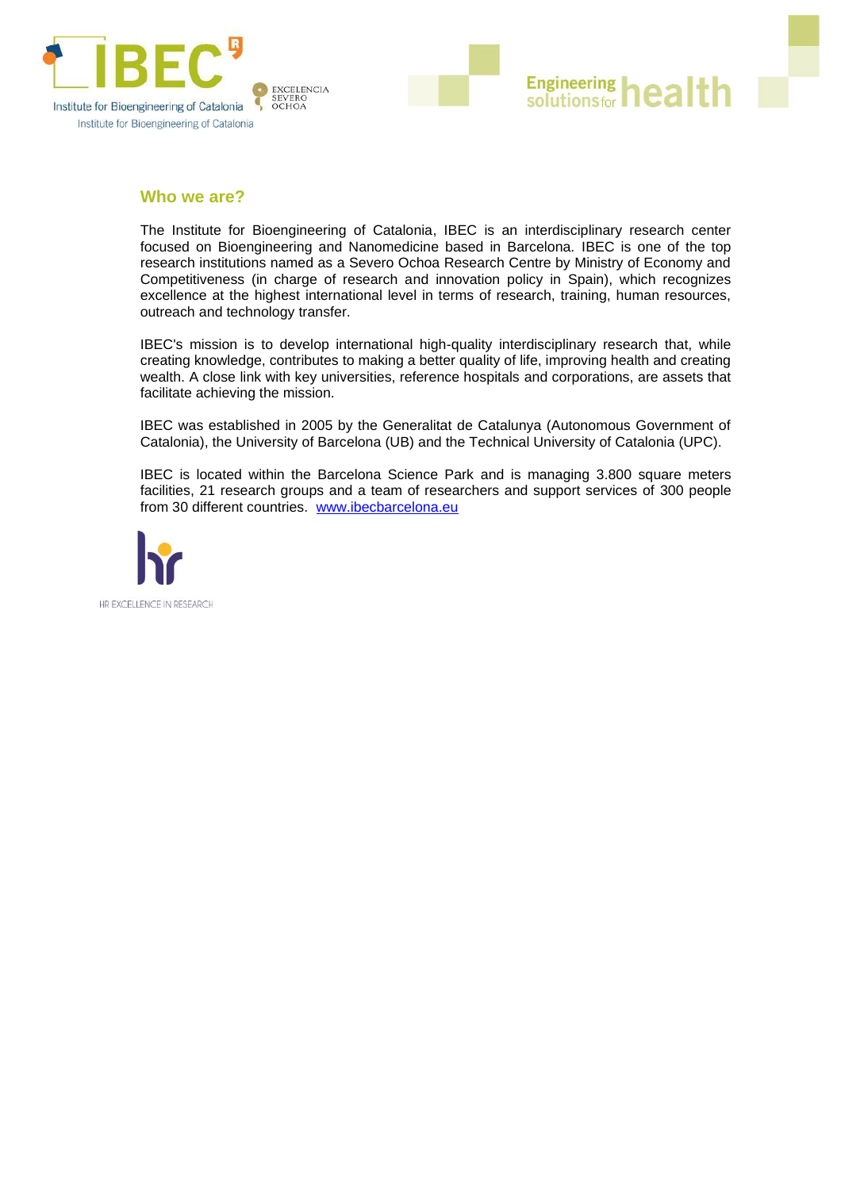## Who we are?

The Institute for Bioengineering of Catalonia, IBEC is an interdisciplinary research center focused on Bioengineering and Nanomedicine based in Barcelona. IBEC is one of the top research institutions named as a Severo Ochoa Research Centre by Ministry of Economy and Competitiveness (in charge of research and innovation policy in Spain), which recognizes excellence at the highest international level in terms of research, training, human resources, outreach and technology transfer.

IBEC's mission is to develop international high-quality interdisciplinary research that, while creating knowledge, contributes to making a better quality of life, improving health and creating wealth. A close link with key universities, reference hospitals and corporations, are assets that facilitate achieving the mission.

IBEC was established in 2005 by the Generalitat de Catalunya (Autonomous Government of Catalonia), the University of Barcelona (UB) and the Technical University of Catalonia (UPC).

IBEC is located within the Barcelona Science Park and is managing 3.800 square meters facilities, 21 research groups and a team of researchers and support services of 300 people from 30 different countries. www.ibecbarcelona.eu